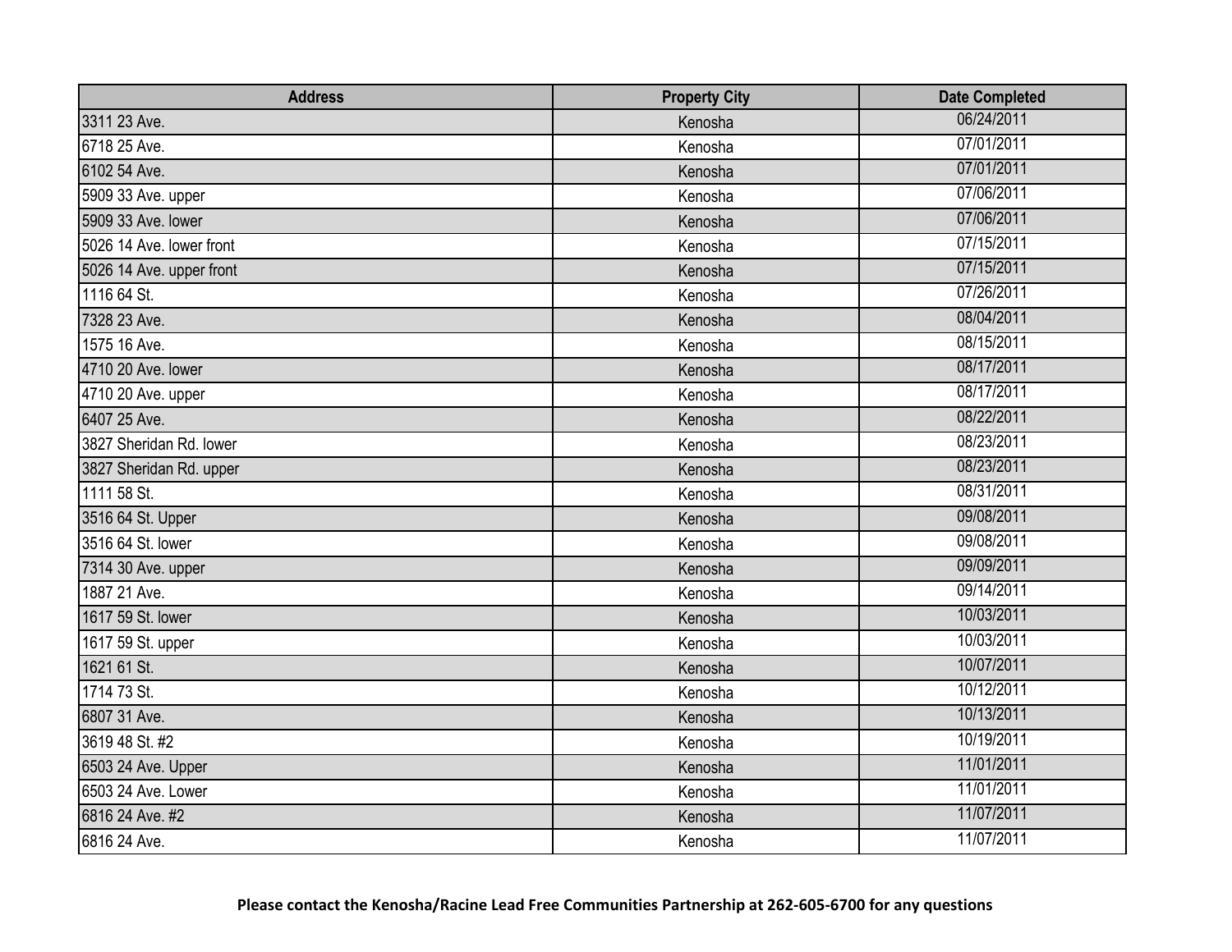| Address | Property City | Date Completed |
| --- | --- | --- |
| 3311 23 Ave. | Kenosha | 06/24/2011 |
| 6718 25 Ave. | Kenosha | 07/01/2011 |
| 6102 54 Ave. | Kenosha | 07/01/2011 |
| 5909 33 Ave. upper | Kenosha | 07/06/2011 |
| 5909 33 Ave. lower | Kenosha | 07/06/2011 |
| 5026 14 Ave. lower front | Kenosha | 07/15/2011 |
| 5026 14 Ave. upper front | Kenosha | 07/15/2011 |
| 1116 64 St. | Kenosha | 07/26/2011 |
| 7328 23 Ave. | Kenosha | 08/04/2011 |
| 1575 16 Ave. | Kenosha | 08/15/2011 |
| 4710 20 Ave. lower | Kenosha | 08/17/2011 |
| 4710 20 Ave. upper | Kenosha | 08/17/2011 |
| 6407 25 Ave. | Kenosha | 08/22/2011 |
| 3827 Sheridan Rd. lower | Kenosha | 08/23/2011 |
| 3827 Sheridan Rd. upper | Kenosha | 08/23/2011 |
| 1111 58 St. | Kenosha | 08/31/2011 |
| 3516 64 St. Upper | Kenosha | 09/08/2011 |
| 3516 64 St. lower | Kenosha | 09/08/2011 |
| 7314 30 Ave. upper | Kenosha | 09/09/2011 |
| 1887 21 Ave. | Kenosha | 09/14/2011 |
| 1617 59 St. lower | Kenosha | 10/03/2011 |
| 1617 59 St. upper | Kenosha | 10/03/2011 |
| 1621 61 St. | Kenosha | 10/07/2011 |
| 1714 73 St. | Kenosha | 10/12/2011 |
| 6807 31 Ave. | Kenosha | 10/13/2011 |
| 3619 48 St. #2 | Kenosha | 10/19/2011 |
| 6503 24 Ave. Upper | Kenosha | 11/01/2011 |
| 6503 24 Ave. Lower | Kenosha | 11/01/2011 |
| 6816 24 Ave. #2 | Kenosha | 11/07/2011 |
| 6816 24 Ave. | Kenosha | 11/07/2011 |

**Please contact the Kenosha/Racine Lead Free Communities Partnership at 262-605-6700 for any questions**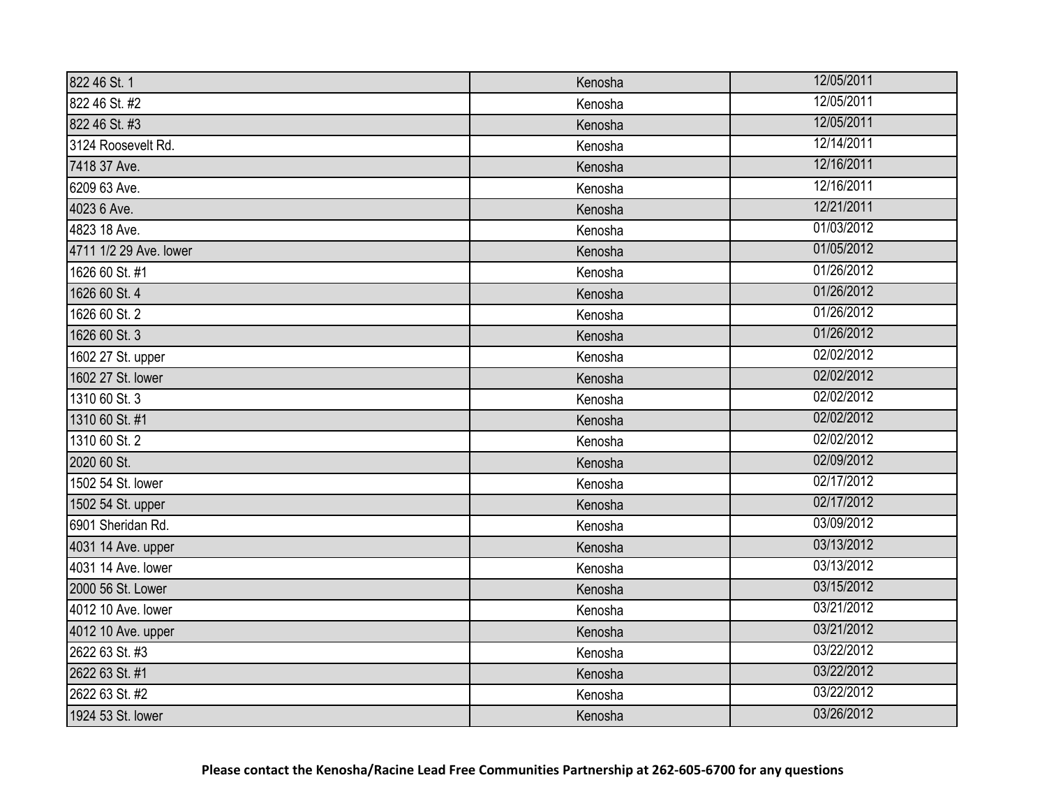| 822 46 St. 1 | Kenosha | 12/05/2011 |
|---|---|---|
| 822 46 St. #2 | Kenosha | 12/05/2011 |
| 822 46 St. #3 | Kenosha | 12/05/2011 |
| 3124 Roosevelt Rd. | Kenosha | 12/14/2011 |
| 7418 37 Ave. | Kenosha | 12/16/2011 |
| 6209 63 Ave. | Kenosha | 12/16/2011 |
| 4023 6 Ave. | Kenosha | 12/21/2011 |
| 4823 18 Ave. | Kenosha | 01/03/2012 |
| 4711 1/2 29 Ave. lower | Kenosha | 01/05/2012 |
| 1626 60 St. #1 | Kenosha | 01/26/2012 |
| 1626 60 St. 4 | Kenosha | 01/26/2012 |
| 1626 60 St. 2 | Kenosha | 01/26/2012 |
| 1626 60 St. 3 | Kenosha | 01/26/2012 |
| 1602 27 St. upper | Kenosha | 02/02/2012 |
| 1602 27 St. lower | Kenosha | 02/02/2012 |
| 1310 60 St. 3 | Kenosha | 02/02/2012 |
| 1310 60 St. #1 | Kenosha | 02/02/2012 |
| 1310 60 St. 2 | Kenosha | 02/02/2012 |
| 2020 60 St. | Kenosha | 02/09/2012 |
| 1502 54 St. lower | Kenosha | 02/17/2012 |
| 1502 54 St. upper | Kenosha | 02/17/2012 |
| 6901 Sheridan Rd. | Kenosha | 03/09/2012 |
| 4031 14 Ave. upper | Kenosha | 03/13/2012 |
| 4031 14 Ave. lower | Kenosha | 03/13/2012 |
| 2000 56 St. Lower | Kenosha | 03/15/2012 |
| 4012 10 Ave. lower | Kenosha | 03/21/2012 |
| 4012 10 Ave. upper | Kenosha | 03/21/2012 |
| 2622 63 St. #3 | Kenosha | 03/22/2012 |
| 2622 63 St. #1 | Kenosha | 03/22/2012 |
| 2622 63 St. #2 | Kenosha | 03/22/2012 |
| 1924 53 St. lower | Kenosha | 03/26/2012 |

**Please contact the Kenosha/Racine Lead Free Communities Partnership at 262-605-6700 for any questions**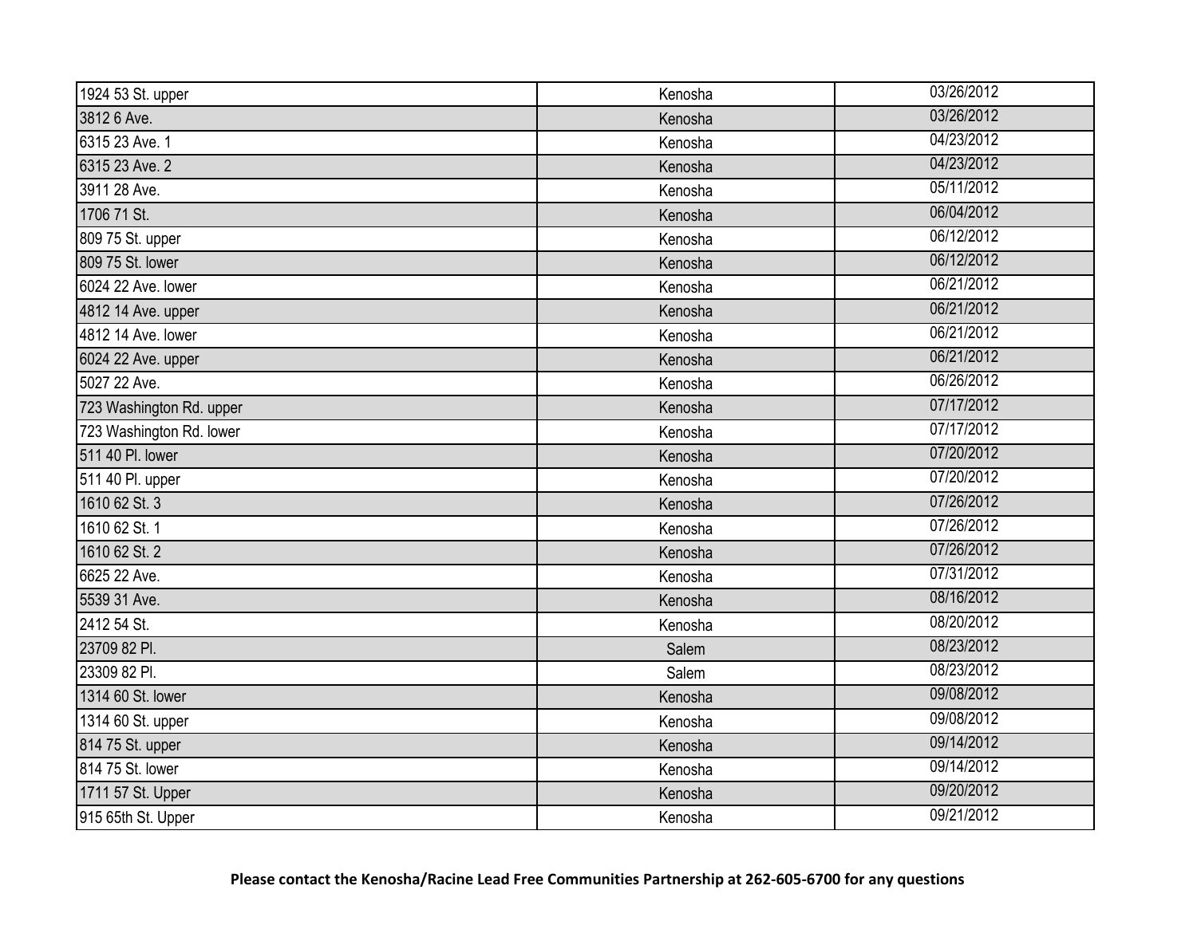| | | |
|---|---|---|
| 1924 53 St. upper | Kenosha | 03/26/2012 |
| 3812 6 Ave. | Kenosha | 03/26/2012 |
| 6315 23 Ave. 1 | Kenosha | 04/23/2012 |
| 6315 23 Ave. 2 | Kenosha | 04/23/2012 |
| 3911 28 Ave. | Kenosha | 05/11/2012 |
| 1706 71 St. | Kenosha | 06/04/2012 |
| 809 75 St. upper | Kenosha | 06/12/2012 |
| 809 75 St. lower | Kenosha | 06/12/2012 |
| 6024 22 Ave. lower | Kenosha | 06/21/2012 |
| 4812 14 Ave. upper | Kenosha | 06/21/2012 |
| 4812 14 Ave. lower | Kenosha | 06/21/2012 |
| 6024 22 Ave. upper | Kenosha | 06/21/2012 |
| 5027 22 Ave. | Kenosha | 06/26/2012 |
| 723 Washington Rd. upper | Kenosha | 07/17/2012 |
| 723 Washington Rd. lower | Kenosha | 07/17/2012 |
| 511 40 Pl. lower | Kenosha | 07/20/2012 |
| 511 40 Pl. upper | Kenosha | 07/20/2012 |
| 1610 62 St. 3 | Kenosha | 07/26/2012 |
| 1610 62 St. 1 | Kenosha | 07/26/2012 |
| 1610 62 St. 2 | Kenosha | 07/26/2012 |
| 6625 22 Ave. | Kenosha | 07/31/2012 |
| 5539 31 Ave. | Kenosha | 08/16/2012 |
| 2412 54 St. | Kenosha | 08/20/2012 |
| 23709 82 Pl. | Salem | 08/23/2012 |
| 23309 82 Pl. | Salem | 08/23/2012 |
| 1314 60 St. lower | Kenosha | 09/08/2012 |
| 1314 60 St. upper | Kenosha | 09/08/2012 |
| 814 75 St. upper | Kenosha | 09/14/2012 |
| 814 75 St. lower | Kenosha | 09/14/2012 |
| 1711 57 St. Upper | Kenosha | 09/20/2012 |
| 915 65th St. Upper | Kenosha | 09/21/2012 |

**Please contact the Kenosha/Racine Lead Free Communities Partnership at 262-605-6700 for any questions**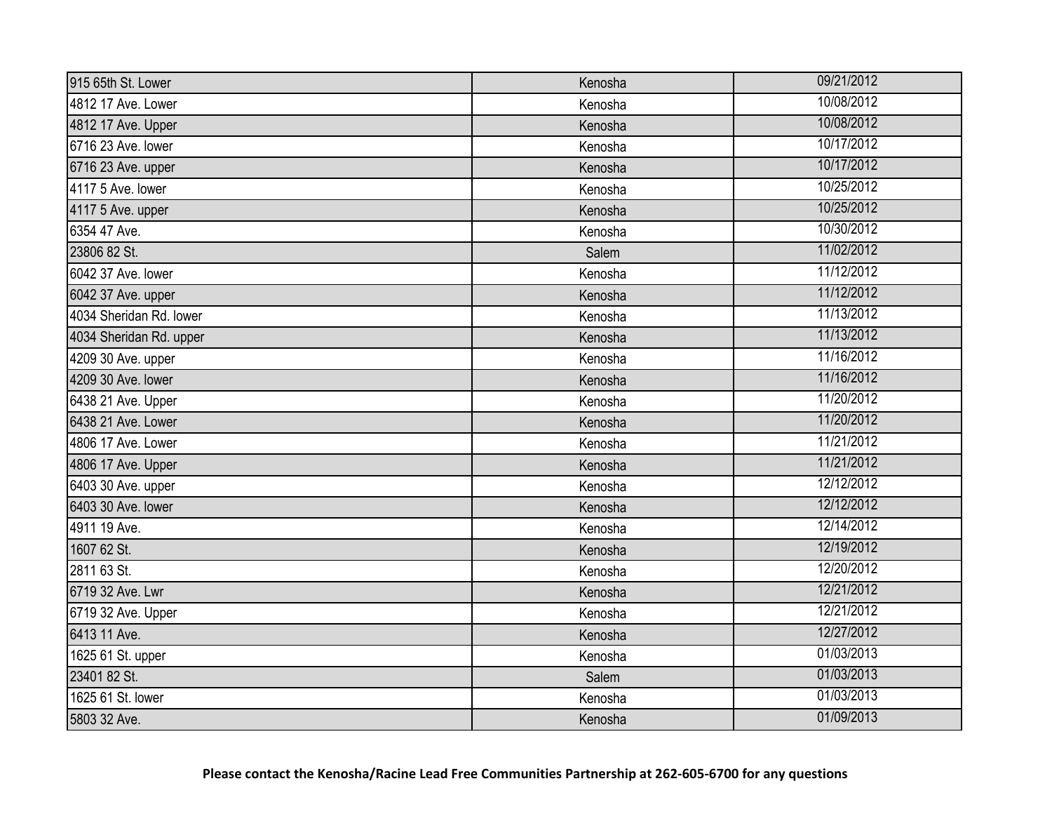| 915 65th St. Lower | Kenosha | 09/21/2012 |
|---|---|---|
| 4812 17 Ave. Lower | Kenosha | 10/08/2012 |
| 4812 17 Ave. Upper | Kenosha | 10/08/2012 |
| 6716 23 Ave. lower | Kenosha | 10/17/2012 |
| 6716 23 Ave. upper | Kenosha | 10/17/2012 |
| 4117 5 Ave. lower | Kenosha | 10/25/2012 |
| 4117 5 Ave. upper | Kenosha | 10/25/2012 |
| 6354 47 Ave. | Kenosha | 10/30/2012 |
| 23806 82 St. | Salem | 11/02/2012 |
| 6042 37 Ave. lower | Kenosha | 11/12/2012 |
| 6042 37 Ave. upper | Kenosha | 11/12/2012 |
| 4034 Sheridan Rd. lower | Kenosha | 11/13/2012 |
| 4034 Sheridan Rd. upper | Kenosha | 11/13/2012 |
| 4209 30 Ave. upper | Kenosha | 11/16/2012 |
| 4209 30 Ave. lower | Kenosha | 11/16/2012 |
| 6438 21 Ave. Upper | Kenosha | 11/20/2012 |
| 6438 21 Ave. Lower | Kenosha | 11/20/2012 |
| 4806 17 Ave. Lower | Kenosha | 11/21/2012 |
| 4806 17 Ave. Upper | Kenosha | 11/21/2012 |
| 6403 30 Ave. upper | Kenosha | 12/12/2012 |
| 6403 30 Ave. lower | Kenosha | 12/12/2012 |
| 4911 19 Ave. | Kenosha | 12/14/2012 |
| 1607 62 St. | Kenosha | 12/19/2012 |
| 2811 63 St. | Kenosha | 12/20/2012 |
| 6719 32 Ave. Lwr | Kenosha | 12/21/2012 |
| 6719 32 Ave. Upper | Kenosha | 12/21/2012 |
| 6413 11 Ave. | Kenosha | 12/27/2012 |
| 1625 61 St. upper | Kenosha | 01/03/2013 |
| 23401 82 St. | Salem | 01/03/2013 |
| 1625 61 St. lower | Kenosha | 01/03/2013 |
| 5803 32 Ave. | Kenosha | 01/09/2013 |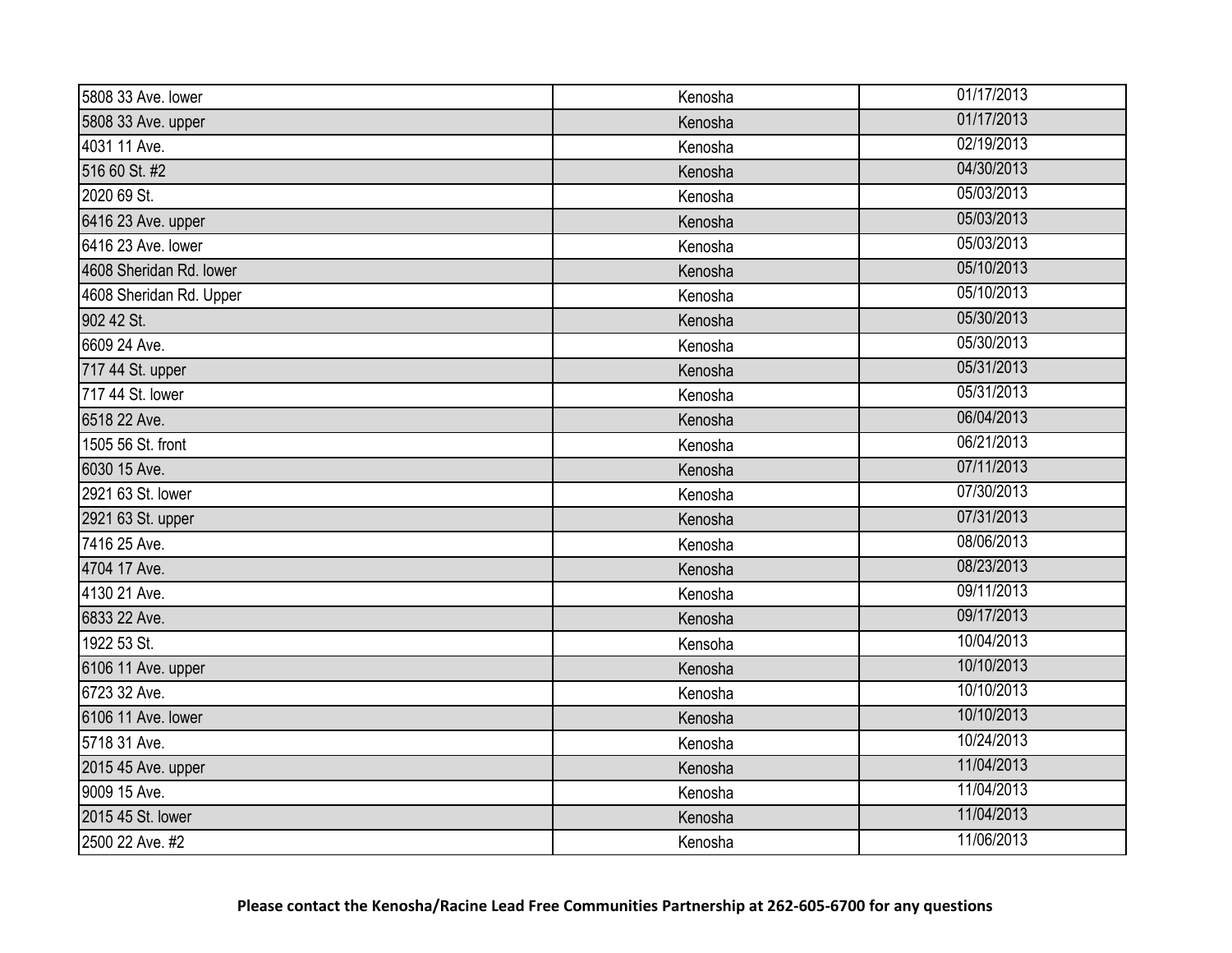| | | |
|---|---|---|
| 5808 33 Ave. lower | Kenosha | 01/17/2013 |
| 5808 33 Ave. upper | Kenosha | 01/17/2013 |
| 4031 11 Ave. | Kenosha | 02/19/2013 |
| 516 60 St. #2 | Kenosha | 04/30/2013 |
| 2020 69 St. | Kenosha | 05/03/2013 |
| 6416 23 Ave. upper | Kenosha | 05/03/2013 |
| 6416 23 Ave. lower | Kenosha | 05/03/2013 |
| 4608 Sheridan Rd. lower | Kenosha | 05/10/2013 |
| 4608 Sheridan Rd. Upper | Kenosha | 05/10/2013 |
| 902 42 St. | Kenosha | 05/30/2013 |
| 6609 24 Ave. | Kenosha | 05/30/2013 |
| 717 44 St. upper | Kenosha | 05/31/2013 |
| 717 44 St. lower | Kenosha | 05/31/2013 |
| 6518 22 Ave. | Kenosha | 06/04/2013 |
| 1505 56 St. front | Kenosha | 06/21/2013 |
| 6030 15 Ave. | Kenosha | 07/11/2013 |
| 2921 63 St. lower | Kenosha | 07/30/2013 |
| 2921 63 St. upper | Kenosha | 07/31/2013 |
| 7416 25 Ave. | Kenosha | 08/06/2013 |
| 4704 17 Ave. | Kenosha | 08/23/2013 |
| 4130 21 Ave. | Kenosha | 09/11/2013 |
| 6833 22 Ave. | Kenosha | 09/17/2013 |
| 1922 53 St. | Kensoha | 10/04/2013 |
| 6106 11 Ave. upper | Kenosha | 10/10/2013 |
| 6723 32 Ave. | Kenosha | 10/10/2013 |
| 6106 11 Ave. lower | Kenosha | 10/10/2013 |
| 5718 31 Ave. | Kenosha | 10/24/2013 |
| 2015 45 Ave. upper | Kenosha | 11/04/2013 |
| 9009 15 Ave. | Kenosha | 11/04/2013 |
| 2015 45 St. lower | Kenosha | 11/04/2013 |
| 2500 22 Ave. #2 | Kenosha | 11/06/2013 |

**Please contact the Kenosha/Racine Lead Free Communities Partnership at 262-605-6700 for any questions**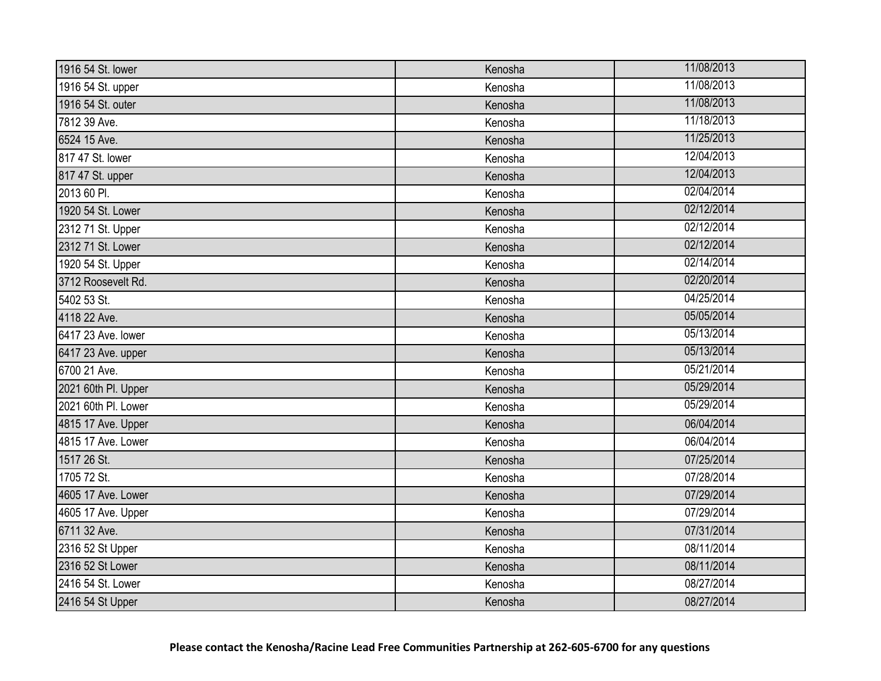| | | |
|---|---|---|
| 1916 54 St. lower | Kenosha | 11/08/2013 |
| 1916 54 St. upper | Kenosha | 11/08/2013 |
| 1916 54 St. outer | Kenosha | 11/08/2013 |
| 7812 39 Ave. | Kenosha | 11/18/2013 |
| 6524 15 Ave. | Kenosha | 11/25/2013 |
| 817 47 St. lower | Kenosha | 12/04/2013 |
| 817 47 St. upper | Kenosha | 12/04/2013 |
| 2013 60 Pl. | Kenosha | 02/04/2014 |
| 1920 54 St. Lower | Kenosha | 02/12/2014 |
| 2312 71 St. Upper | Kenosha | 02/12/2014 |
| 2312 71 St. Lower | Kenosha | 02/12/2014 |
| 1920 54 St. Upper | Kenosha | 02/14/2014 |
| 3712 Roosevelt Rd. | Kenosha | 02/20/2014 |
| 5402 53 St. | Kenosha | 04/25/2014 |
| 4118 22 Ave. | Kenosha | 05/05/2014 |
| 6417 23 Ave. lower | Kenosha | 05/13/2014 |
| 6417 23 Ave. upper | Kenosha | 05/13/2014 |
| 6700 21 Ave. | Kenosha | 05/21/2014 |
| 2021 60th Pl. Upper | Kenosha | 05/29/2014 |
| 2021 60th Pl. Lower | Kenosha | 05/29/2014 |
| 4815 17 Ave. Upper | Kenosha | 06/04/2014 |
| 4815 17 Ave. Lower | Kenosha | 06/04/2014 |
| 1517 26 St. | Kenosha | 07/25/2014 |
| 1705 72 St. | Kenosha | 07/28/2014 |
| 4605 17 Ave. Lower | Kenosha | 07/29/2014 |
| 4605 17 Ave. Upper | Kenosha | 07/29/2014 |
| 6711 32 Ave. | Kenosha | 07/31/2014 |
| 2316 52 St Upper | Kenosha | 08/11/2014 |
| 2316 52 St Lower | Kenosha | 08/11/2014 |
| 2416 54 St. Lower | Kenosha | 08/27/2014 |
| 2416 54 St Upper | Kenosha | 08/27/2014 |

**Please contact the Kenosha/Racine Lead Free Communities Partnership at 262-605-6700 for any questions**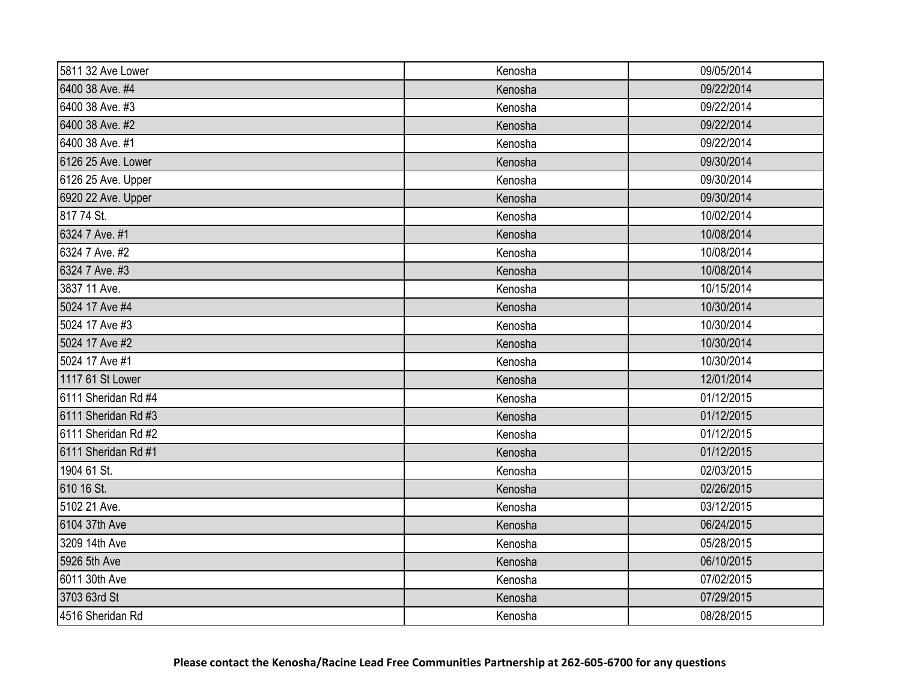| | | |
|---|---|---|
| 5811 32 Ave Lower | Kenosha | 09/05/2014 |
| 6400 38 Ave. #4 | Kenosha | 09/22/2014 |
| 6400 38 Ave. #3 | Kenosha | 09/22/2014 |
| 6400 38 Ave. #2 | Kenosha | 09/22/2014 |
| 6400 38 Ave. #1 | Kenosha | 09/22/2014 |
| 6126 25 Ave. Lower | Kenosha | 09/30/2014 |
| 6126 25 Ave. Upper | Kenosha | 09/30/2014 |
| 6920 22 Ave. Upper | Kenosha | 09/30/2014 |
| 817 74 St. | Kenosha | 10/02/2014 |
| 6324 7 Ave. #1 | Kenosha | 10/08/2014 |
| 6324 7 Ave. #2 | Kenosha | 10/08/2014 |
| 6324 7 Ave. #3 | Kenosha | 10/08/2014 |
| 3837 11 Ave. | Kenosha | 10/15/2014 |
| 5024 17 Ave #4 | Kenosha | 10/30/2014 |
| 5024 17 Ave #3 | Kenosha | 10/30/2014 |
| 5024 17 Ave #2 | Kenosha | 10/30/2014 |
| 5024 17 Ave #1 | Kenosha | 10/30/2014 |
| 1117 61 St Lower | Kenosha | 12/01/2014 |
| 6111 Sheridan Rd #4 | Kenosha | 01/12/2015 |
| 6111 Sheridan Rd #3 | Kenosha | 01/12/2015 |
| 6111 Sheridan Rd #2 | Kenosha | 01/12/2015 |
| 6111 Sheridan Rd #1 | Kenosha | 01/12/2015 |
| 1904 61 St. | Kenosha | 02/03/2015 |
| 610 16 St. | Kenosha | 02/26/2015 |
| 5102 21 Ave. | Kenosha | 03/12/2015 |
| 6104 37th Ave | Kenosha | 06/24/2015 |
| 3209 14th Ave | Kenosha | 05/28/2015 |
| 5926 5th Ave | Kenosha | 06/10/2015 |
| 6011 30th Ave | Kenosha | 07/02/2015 |
| 3703 63rd St | Kenosha | 07/29/2015 |
| 4516 Sheridan Rd | Kenosha | 08/28/2015 |

**Please contact the Kenosha/Racine Lead Free Communities Partnership at 262-605-6700 for any questions**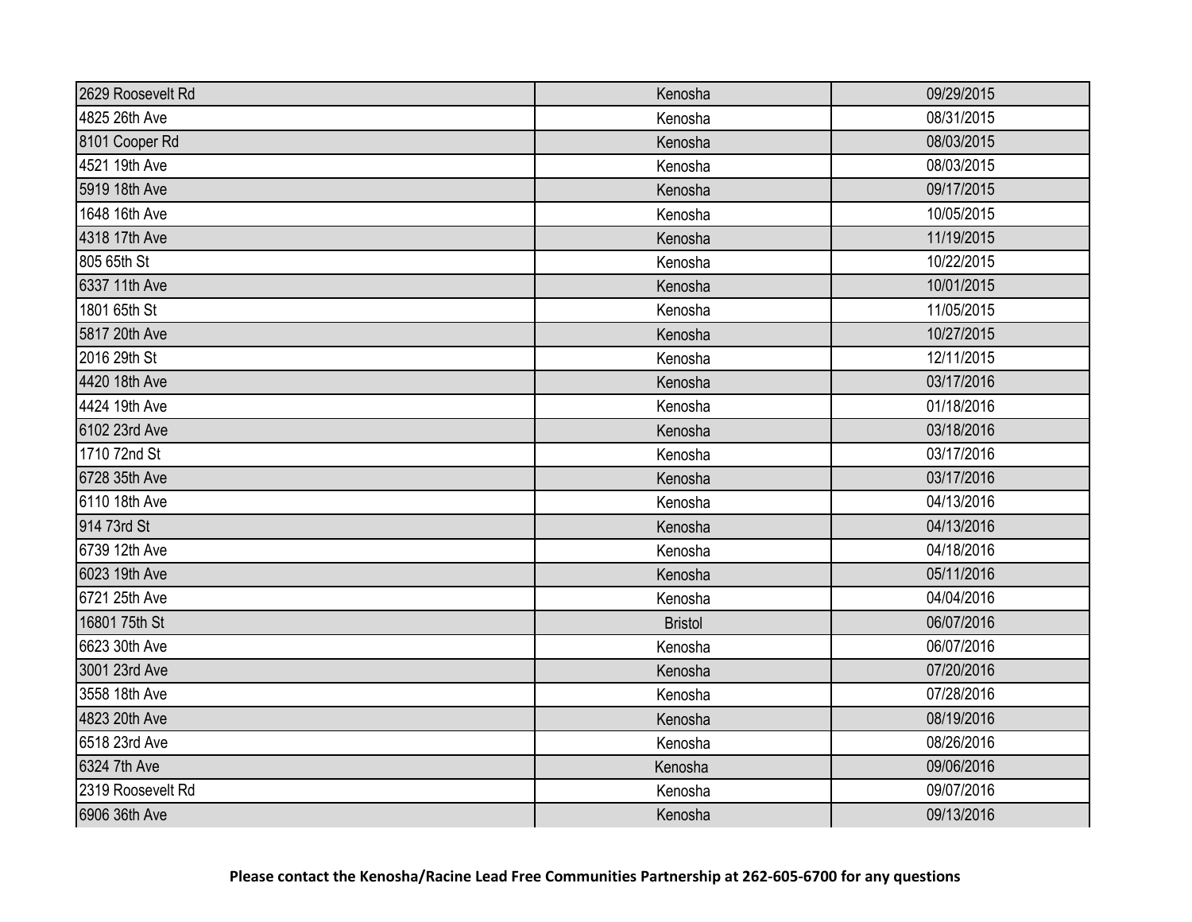| | | |
|---|---|---|
| 2629 Roosevelt Rd | Kenosha | 09/29/2015 |
| 4825 26th Ave | Kenosha | 08/31/2015 |
| 8101 Cooper Rd | Kenosha | 08/03/2015 |
| 4521 19th Ave | Kenosha | 08/03/2015 |
| 5919 18th Ave | Kenosha | 09/17/2015 |
| 1648 16th Ave | Kenosha | 10/05/2015 |
| 4318 17th Ave | Kenosha | 11/19/2015 |
| 805 65th St | Kenosha | 10/22/2015 |
| 6337 11th Ave | Kenosha | 10/01/2015 |
| 1801 65th St | Kenosha | 11/05/2015 |
| 5817 20th Ave | Kenosha | 10/27/2015 |
| 2016 29th St | Kenosha | 12/11/2015 |
| 4420 18th Ave | Kenosha | 03/17/2016 |
| 4424 19th Ave | Kenosha | 01/18/2016 |
| 6102 23rd Ave | Kenosha | 03/18/2016 |
| 1710 72nd St | Kenosha | 03/17/2016 |
| 6728 35th Ave | Kenosha | 03/17/2016 |
| 6110 18th Ave | Kenosha | 04/13/2016 |
| 914 73rd St | Kenosha | 04/13/2016 |
| 6739 12th Ave | Kenosha | 04/18/2016 |
| 6023 19th Ave | Kenosha | 05/11/2016 |
| 6721 25th Ave | Kenosha | 04/04/2016 |
| 16801 75th St | Bristol | 06/07/2016 |
| 6623 30th Ave | Kenosha | 06/07/2016 |
| 3001 23rd Ave | Kenosha | 07/20/2016 |
| 3558 18th Ave | Kenosha | 07/28/2016 |
| 4823 20th Ave | Kenosha | 08/19/2016 |
| 6518 23rd Ave | Kenosha | 08/26/2016 |
| 6324 7th Ave | Kenosha | 09/06/2016 |
| 2319 Roosevelt Rd | Kenosha | 09/07/2016 |
| 6906 36th Ave | Kenosha | 09/13/2016 |

**Please contact the Kenosha/Racine Lead Free Communities Partnership at 262-605-6700 for any questions**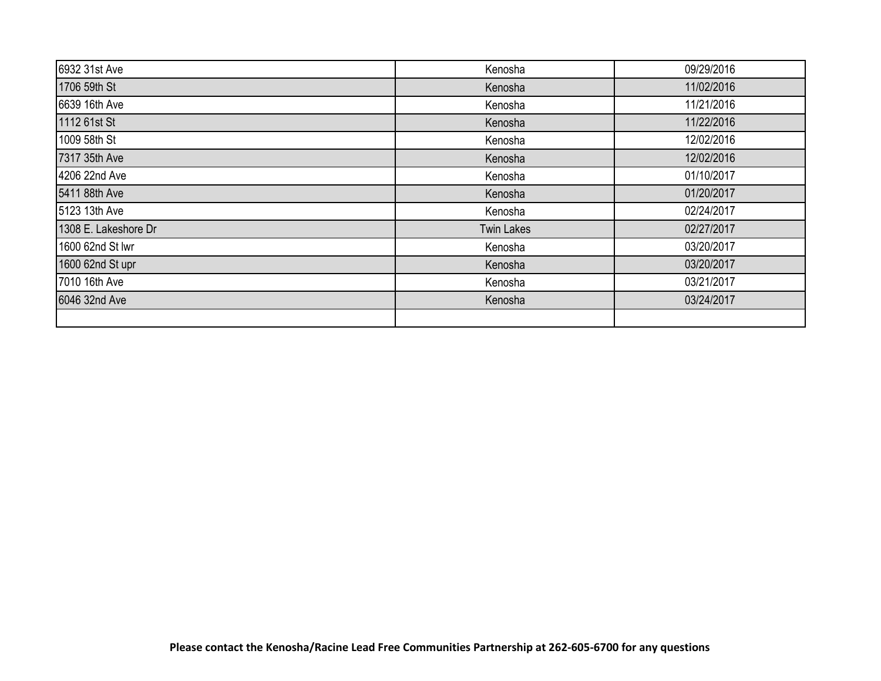| | | |
|---|---|---|
| 6932 31st Ave | Kenosha | 09/29/2016 |
| 1706 59th St | Kenosha | 11/02/2016 |
| 6639 16th Ave | Kenosha | 11/21/2016 |
| 1112 61st St | Kenosha | 11/22/2016 |
| 1009 58th St | Kenosha | 12/02/2016 |
| 7317 35th Ave | Kenosha | 12/02/2016 |
| 4206 22nd Ave | Kenosha | 01/10/2017 |
| 5411 88th Ave | Kenosha | 01/20/2017 |
| 5123 13th Ave | Kenosha | 02/24/2017 |
| 1308 E. Lakeshore Dr | Twin Lakes | 02/27/2017 |
| 1600 62nd St lwr | Kenosha | 03/20/2017 |
| 1600 62nd St upr | Kenosha | 03/20/2017 |
| 7010 16th Ave | Kenosha | 03/21/2017 |
| 6046 32nd Ave | Kenosha | 03/24/2017 |
| | | |

**Please contact the Kenosha/Racine Lead Free Communities Partnership at 262-605-6700 for any questions**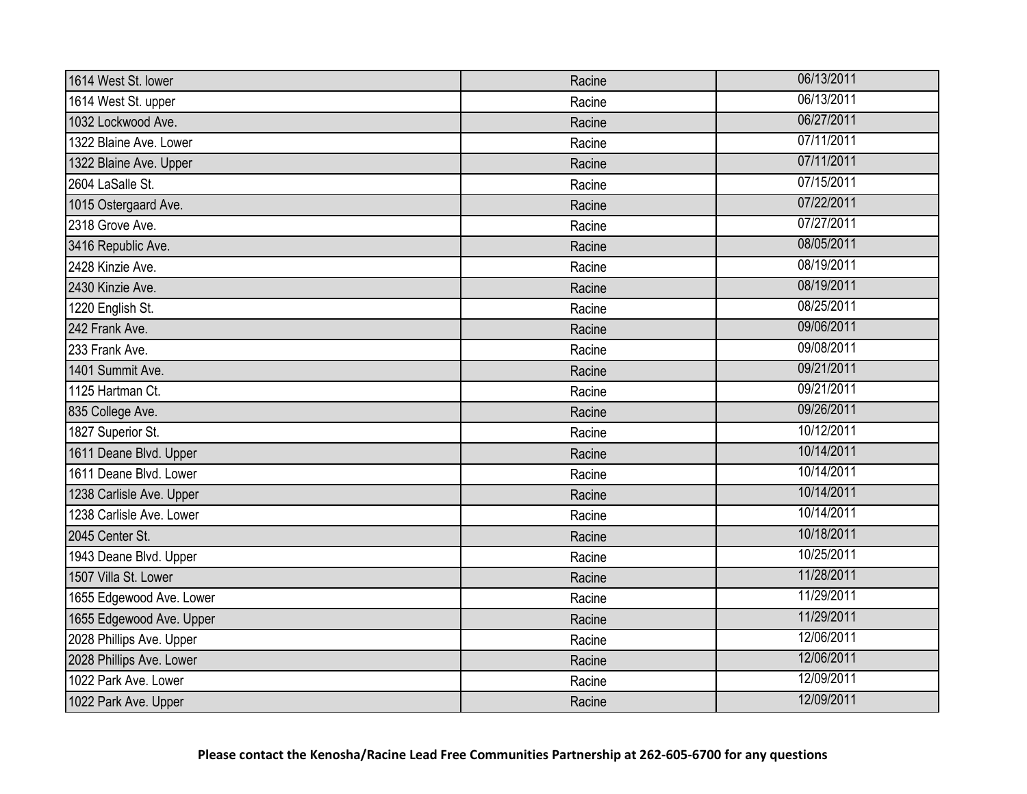| | | |
|---|---|---|
| 1614 West St. lower | Racine | 06/13/2011 |
| 1614 West St. upper | Racine | 06/13/2011 |
| 1032 Lockwood Ave. | Racine | 06/27/2011 |
| 1322 Blaine Ave. Lower | Racine | 07/11/2011 |
| 1322 Blaine Ave. Upper | Racine | 07/11/2011 |
| 2604 LaSalle St. | Racine | 07/15/2011 |
| 1015 Ostergaard Ave. | Racine | 07/22/2011 |
| 2318 Grove Ave. | Racine | 07/27/2011 |
| 3416 Republic Ave. | Racine | 08/05/2011 |
| 2428 Kinzie Ave. | Racine | 08/19/2011 |
| 2430 Kinzie Ave. | Racine | 08/19/2011 |
| 1220 English St. | Racine | 08/25/2011 |
| 242 Frank Ave. | Racine | 09/06/2011 |
| 233 Frank Ave. | Racine | 09/08/2011 |
| 1401 Summit Ave. | Racine | 09/21/2011 |
| 1125 Hartman Ct. | Racine | 09/21/2011 |
| 835 College Ave. | Racine | 09/26/2011 |
| 1827 Superior St. | Racine | 10/12/2011 |
| 1611 Deane Blvd. Upper | Racine | 10/14/2011 |
| 1611 Deane Blvd. Lower | Racine | 10/14/2011 |
| 1238 Carlisle Ave. Upper | Racine | 10/14/2011 |
| 1238 Carlisle Ave. Lower | Racine | 10/14/2011 |
| 2045 Center St. | Racine | 10/18/2011 |
| 1943 Deane Blvd. Upper | Racine | 10/25/2011 |
| 1507 Villa St. Lower | Racine | 11/28/2011 |
| 1655 Edgewood Ave. Lower | Racine | 11/29/2011 |
| 1655 Edgewood Ave. Upper | Racine | 11/29/2011 |
| 2028 Phillips Ave. Upper | Racine | 12/06/2011 |
| 2028 Phillips Ave. Lower | Racine | 12/06/2011 |
| 1022 Park Ave. Lower | Racine | 12/09/2011 |
| 1022 Park Ave. Upper | Racine | 12/09/2011 |

**Please contact the Kenosha/Racine Lead Free Communities Partnership at 262-605-6700 for any questions**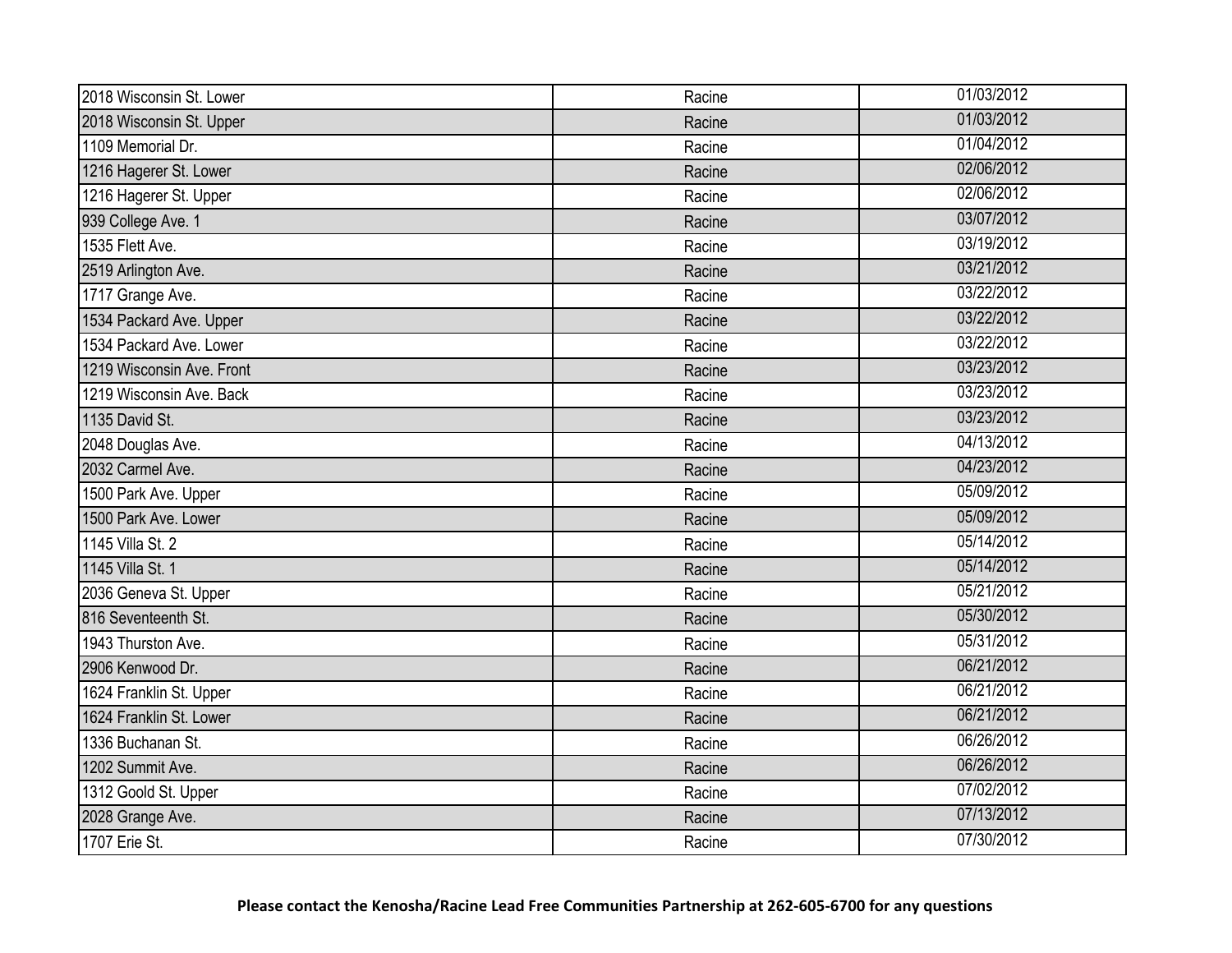| | | |
|---|---|---|
| 2018 Wisconsin St. Lower | Racine | 01/03/2012 |
| 2018 Wisconsin St. Upper | Racine | 01/03/2012 |
| 1109 Memorial Dr. | Racine | 01/04/2012 |
| 1216 Hagerer St. Lower | Racine | 02/06/2012 |
| 1216 Hagerer St. Upper | Racine | 02/06/2012 |
| 939 College Ave. 1 | Racine | 03/07/2012 |
| 1535 Flett Ave. | Racine | 03/19/2012 |
| 2519 Arlington Ave. | Racine | 03/21/2012 |
| 1717 Grange Ave. | Racine | 03/22/2012 |
| 1534 Packard Ave. Upper | Racine | 03/22/2012 |
| 1534 Packard Ave. Lower | Racine | 03/22/2012 |
| 1219 Wisconsin Ave. Front | Racine | 03/23/2012 |
| 1219 Wisconsin Ave. Back | Racine | 03/23/2012 |
| 1135 David St. | Racine | 03/23/2012 |
| 2048 Douglas Ave. | Racine | 04/13/2012 |
| 2032 Carmel Ave. | Racine | 04/23/2012 |
| 1500 Park Ave. Upper | Racine | 05/09/2012 |
| 1500 Park Ave. Lower | Racine | 05/09/2012 |
| 1145 Villa St. 2 | Racine | 05/14/2012 |
| 1145 Villa St. 1 | Racine | 05/14/2012 |
| 2036 Geneva St. Upper | Racine | 05/21/2012 |
| 816 Seventeenth St. | Racine | 05/30/2012 |
| 1943 Thurston Ave. | Racine | 05/31/2012 |
| 2906 Kenwood Dr. | Racine | 06/21/2012 |
| 1624 Franklin St. Upper | Racine | 06/21/2012 |
| 1624 Franklin St. Lower | Racine | 06/21/2012 |
| 1336 Buchanan St. | Racine | 06/26/2012 |
| 1202 Summit Ave. | Racine | 06/26/2012 |
| 1312 Goold St. Upper | Racine | 07/02/2012 |
| 2028 Grange Ave. | Racine | 07/13/2012 |
| 1707 Erie St. | Racine | 07/30/2012 |

**Please contact the Kenosha/Racine Lead Free Communities Partnership at 262-605-6700 for any questions**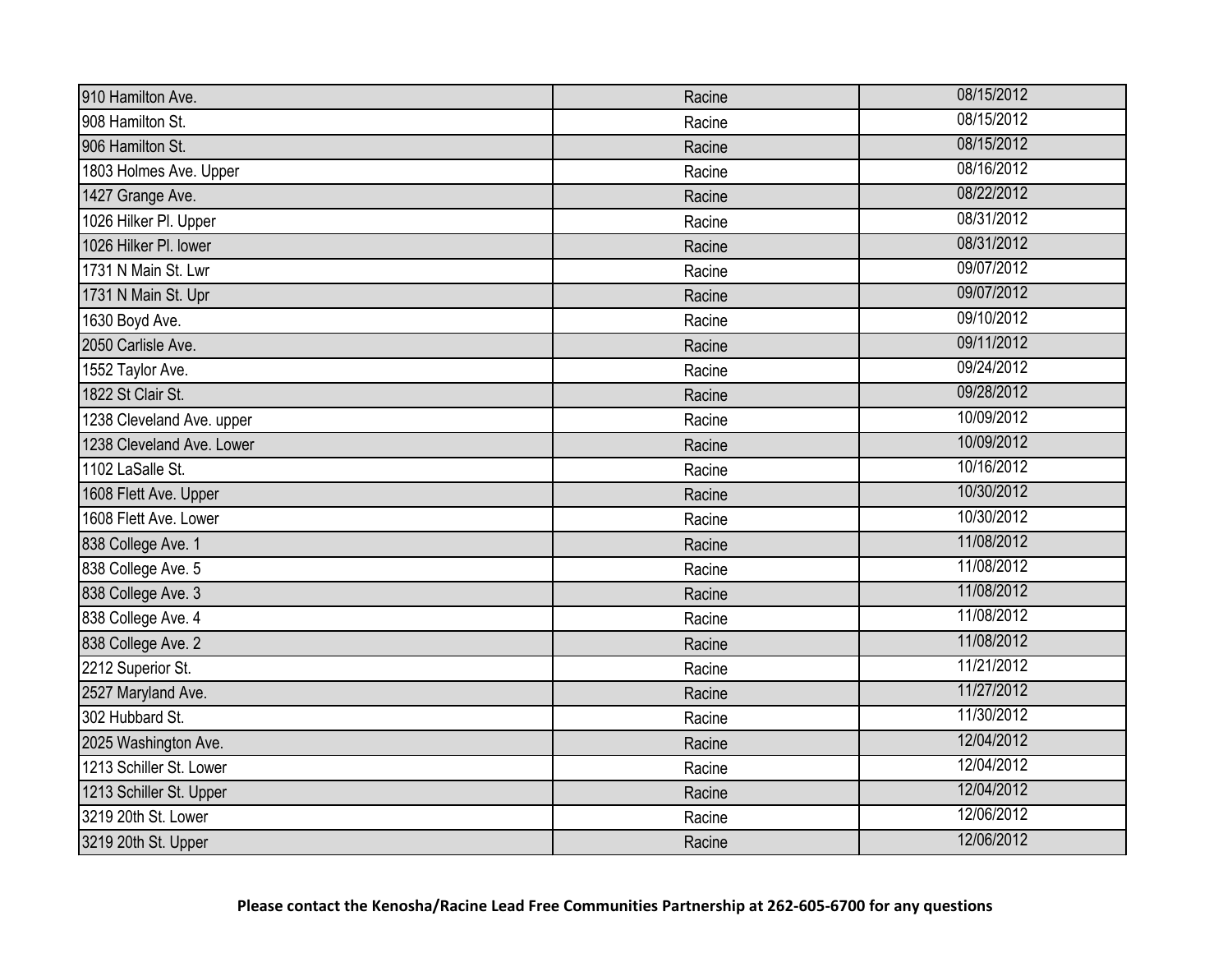| | | |
|---|---|---|
| 910 Hamilton Ave. | Racine | 08/15/2012 |
| 908 Hamilton St. | Racine | 08/15/2012 |
| 906 Hamilton St. | Racine | 08/15/2012 |
| 1803 Holmes Ave. Upper | Racine | 08/16/2012 |
| 1427 Grange Ave. | Racine | 08/22/2012 |
| 1026 Hilker Pl. Upper | Racine | 08/31/2012 |
| 1026 Hilker Pl. lower | Racine | 08/31/2012 |
| 1731 N Main St. Lwr | Racine | 09/07/2012 |
| 1731 N Main St. Upr | Racine | 09/07/2012 |
| 1630 Boyd Ave. | Racine | 09/10/2012 |
| 2050 Carlisle Ave. | Racine | 09/11/2012 |
| 1552 Taylor Ave. | Racine | 09/24/2012 |
| 1822 St Clair St. | Racine | 09/28/2012 |
| 1238 Cleveland Ave. upper | Racine | 10/09/2012 |
| 1238 Cleveland Ave. Lower | Racine | 10/09/2012 |
| 1102 LaSalle St. | Racine | 10/16/2012 |
| 1608 Flett Ave. Upper | Racine | 10/30/2012 |
| 1608 Flett Ave. Lower | Racine | 10/30/2012 |
| 838 College Ave. 1 | Racine | 11/08/2012 |
| 838 College Ave. 5 | Racine | 11/08/2012 |
| 838 College Ave. 3 | Racine | 11/08/2012 |
| 838 College Ave. 4 | Racine | 11/08/2012 |
| 838 College Ave. 2 | Racine | 11/08/2012 |
| 2212 Superior St. | Racine | 11/21/2012 |
| 2527 Maryland Ave. | Racine | 11/27/2012 |
| 302 Hubbard St. | Racine | 11/30/2012 |
| 2025 Washington Ave. | Racine | 12/04/2012 |
| 1213 Schiller St. Lower | Racine | 12/04/2012 |
| 1213 Schiller St. Upper | Racine | 12/04/2012 |
| 3219 20th St. Lower | Racine | 12/06/2012 |
| 3219 20th St. Upper | Racine | 12/06/2012 |

**Please contact the Kenosha/Racine Lead Free Communities Partnership at 262-605-6700 for any questions**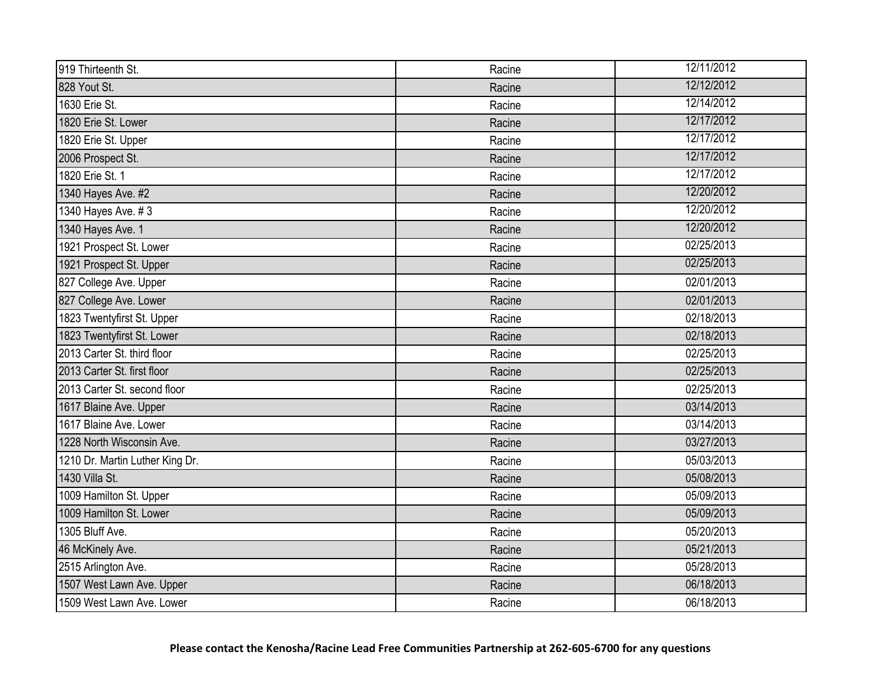| | | |
|---|---|---|
| 919 Thirteenth St. | Racine | 12/11/2012 |
| 828 Yout St. | Racine | 12/12/2012 |
| 1630 Erie St. | Racine | 12/14/2012 |
| 1820 Erie St. Lower | Racine | 12/17/2012 |
| 1820 Erie St. Upper | Racine | 12/17/2012 |
| 2006 Prospect St. | Racine | 12/17/2012 |
| 1820 Erie St. 1 | Racine | 12/17/2012 |
| 1340 Hayes Ave. #2 | Racine | 12/20/2012 |
| 1340 Hayes Ave. # 3 | Racine | 12/20/2012 |
| 1340 Hayes Ave. 1 | Racine | 12/20/2012 |
| 1921 Prospect St. Lower | Racine | 02/25/2013 |
| 1921 Prospect St. Upper | Racine | 02/25/2013 |
| 827 College Ave. Upper | Racine | 02/01/2013 |
| 827 College Ave. Lower | Racine | 02/01/2013 |
| 1823 Twentyfirst St. Upper | Racine | 02/18/2013 |
| 1823 Twentyfirst St. Lower | Racine | 02/18/2013 |
| 2013 Carter St. third floor | Racine | 02/25/2013 |
| 2013 Carter St. first floor | Racine | 02/25/2013 |
| 2013 Carter St. second floor | Racine | 02/25/2013 |
| 1617 Blaine Ave. Upper | Racine | 03/14/2013 |
| 1617 Blaine Ave. Lower | Racine | 03/14/2013 |
| 1228 North Wisconsin Ave. | Racine | 03/27/2013 |
| 1210 Dr. Martin Luther King Dr. | Racine | 05/03/2013 |
| 1430 Villa St. | Racine | 05/08/2013 |
| 1009 Hamilton St. Upper | Racine | 05/09/2013 |
| 1009 Hamilton St. Lower | Racine | 05/09/2013 |
| 1305 Bluff Ave. | Racine | 05/20/2013 |
| 46 McKinely Ave. | Racine | 05/21/2013 |
| 2515 Arlington Ave. | Racine | 05/28/2013 |
| 1507 West Lawn Ave. Upper | Racine | 06/18/2013 |
| 1509 West Lawn Ave. Lower | Racine | 06/18/2013 |

**Please contact the Kenosha/Racine Lead Free Communities Partnership at 262-605-6700 for any questions**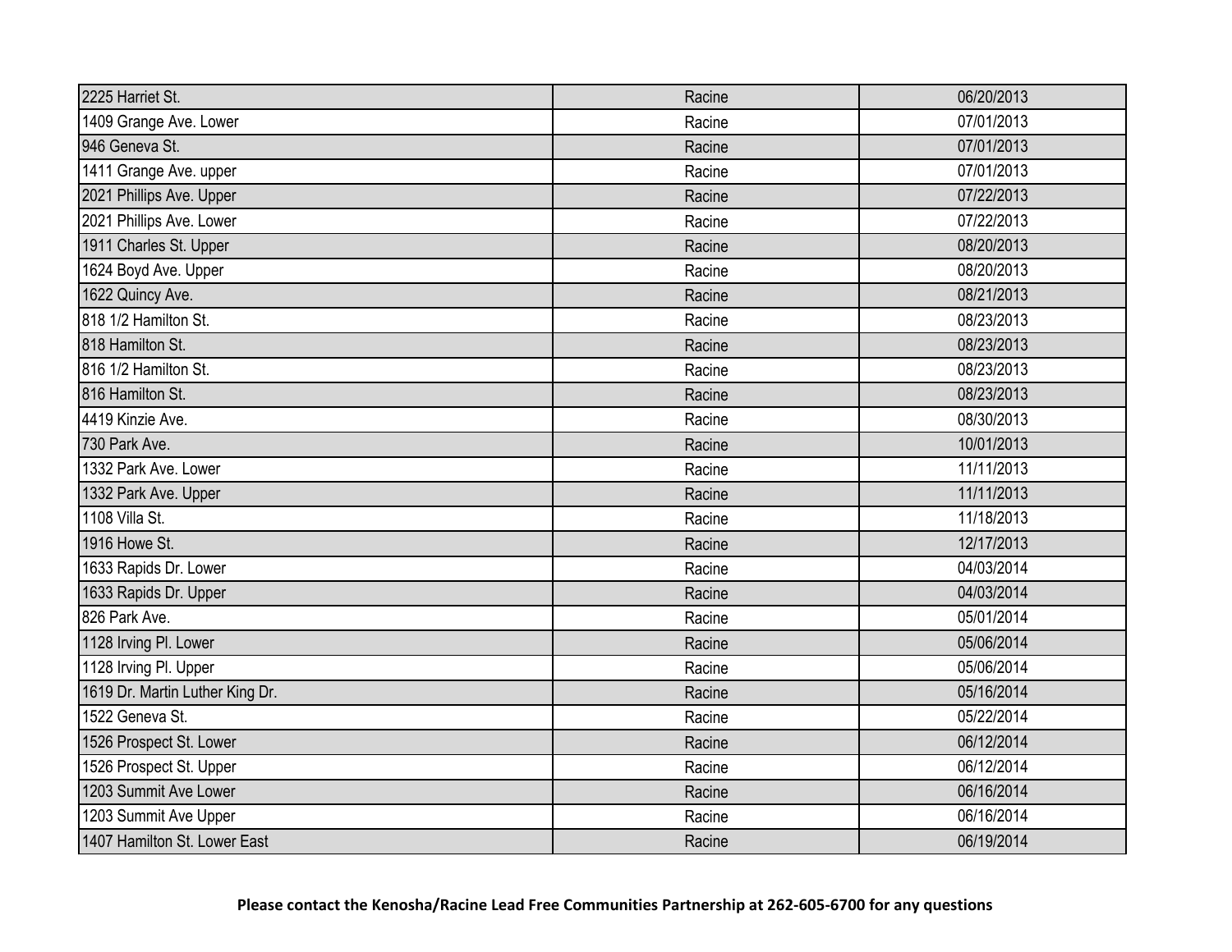| | | |
|---|---|---|
| 2225 Harriet St. | Racine | 06/20/2013 |
| 1409 Grange Ave. Lower | Racine | 07/01/2013 |
| 946 Geneva St. | Racine | 07/01/2013 |
| 1411 Grange Ave. upper | Racine | 07/01/2013 |
| 2021 Phillips Ave. Upper | Racine | 07/22/2013 |
| 2021 Phillips Ave. Lower | Racine | 07/22/2013 |
| 1911 Charles St. Upper | Racine | 08/20/2013 |
| 1624 Boyd Ave. Upper | Racine | 08/20/2013 |
| 1622 Quincy Ave. | Racine | 08/21/2013 |
| 818 1/2 Hamilton St. | Racine | 08/23/2013 |
| 818 Hamilton St. | Racine | 08/23/2013 |
| 816 1/2 Hamilton St. | Racine | 08/23/2013 |
| 816 Hamilton St. | Racine | 08/23/2013 |
| 4419 Kinzie Ave. | Racine | 08/30/2013 |
| 730 Park Ave. | Racine | 10/01/2013 |
| 1332 Park Ave. Lower | Racine | 11/11/2013 |
| 1332 Park Ave. Upper | Racine | 11/11/2013 |
| 1108 Villa St. | Racine | 11/18/2013 |
| 1916 Howe St. | Racine | 12/17/2013 |
| 1633 Rapids Dr. Lower | Racine | 04/03/2014 |
| 1633 Rapids Dr. Upper | Racine | 04/03/2014 |
| 826 Park Ave. | Racine | 05/01/2014 |
| 1128 Irving Pl. Lower | Racine | 05/06/2014 |
| 1128 Irving Pl. Upper | Racine | 05/06/2014 |
| 1619 Dr. Martin Luther King Dr. | Racine | 05/16/2014 |
| 1522 Geneva St. | Racine | 05/22/2014 |
| 1526 Prospect St. Lower | Racine | 06/12/2014 |
| 1526 Prospect St. Upper | Racine | 06/12/2014 |
| 1203 Summit Ave Lower | Racine | 06/16/2014 |
| 1203 Summit Ave Upper | Racine | 06/16/2014 |
| 1407 Hamilton St. Lower East | Racine | 06/19/2014 |

**Please contact the Kenosha/Racine Lead Free Communities Partnership at 262-605-6700 for any questions**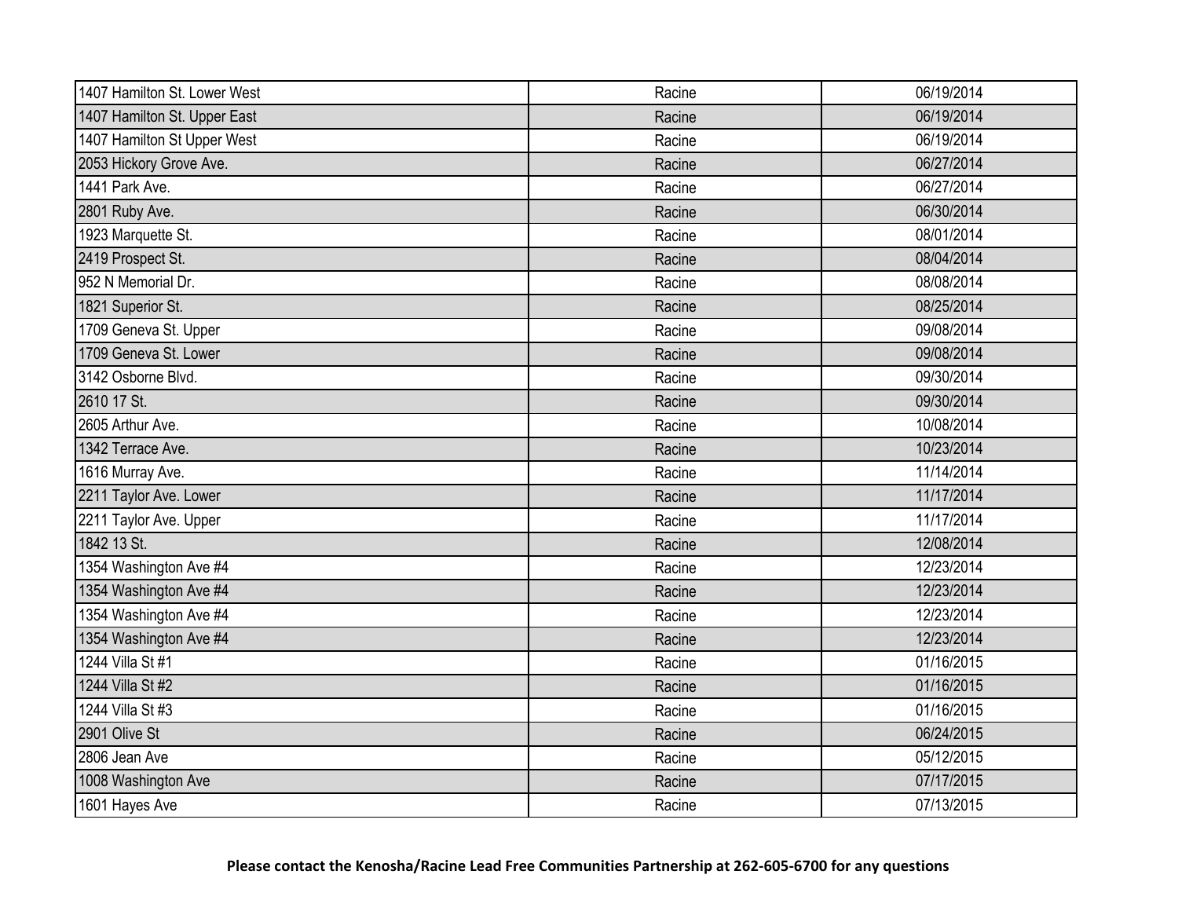| | | |
|---|---|---|
| 1407 Hamilton St. Lower West | Racine | 06/19/2014 |
| 1407 Hamilton St. Upper East | Racine | 06/19/2014 |
| 1407 Hamilton St Upper West | Racine | 06/19/2014 |
| 2053 Hickory Grove Ave. | Racine | 06/27/2014 |
| 1441 Park Ave. | Racine | 06/27/2014 |
| 2801 Ruby Ave. | Racine | 06/30/2014 |
| 1923 Marquette St. | Racine | 08/01/2014 |
| 2419 Prospect St. | Racine | 08/04/2014 |
| 952 N Memorial Dr. | Racine | 08/08/2014 |
| 1821 Superior St. | Racine | 08/25/2014 |
| 1709 Geneva St. Upper | Racine | 09/08/2014 |
| 1709 Geneva St. Lower | Racine | 09/08/2014 |
| 3142 Osborne Blvd. | Racine | 09/30/2014 |
| 2610 17 St. | Racine | 09/30/2014 |
| 2605 Arthur Ave. | Racine | 10/08/2014 |
| 1342 Terrace Ave. | Racine | 10/23/2014 |
| 1616 Murray Ave. | Racine | 11/14/2014 |
| 2211 Taylor Ave. Lower | Racine | 11/17/2014 |
| 2211 Taylor Ave. Upper | Racine | 11/17/2014 |
| 1842 13 St. | Racine | 12/08/2014 |
| 1354 Washington Ave #4 | Racine | 12/23/2014 |
| 1354 Washington Ave #4 | Racine | 12/23/2014 |
| 1354 Washington Ave #4 | Racine | 12/23/2014 |
| 1354 Washington Ave #4 | Racine | 12/23/2014 |
| 1244 Villa St #1 | Racine | 01/16/2015 |
| 1244 Villa St #2 | Racine | 01/16/2015 |
| 1244 Villa St #3 | Racine | 01/16/2015 |
| 2901 Olive St | Racine | 06/24/2015 |
| 2806 Jean Ave | Racine | 05/12/2015 |
| 1008 Washington Ave | Racine | 07/17/2015 |
| 1601 Hayes Ave | Racine | 07/13/2015 |

**Please contact the Kenosha/Racine Lead Free Communities Partnership at 262-605-6700 for any questions**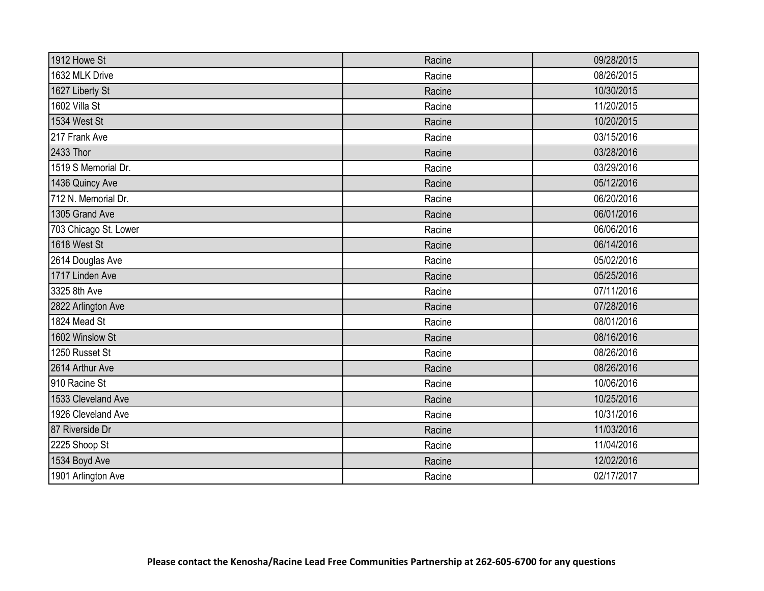| | | |
|---|---|---|
| 1912 Howe St | Racine | 09/28/2015 |
| 1632 MLK Drive | Racine | 08/26/2015 |
| 1627 Liberty St | Racine | 10/30/2015 |
| 1602 Villa St | Racine | 11/20/2015 |
| 1534 West St | Racine | 10/20/2015 |
| 217 Frank Ave | Racine | 03/15/2016 |
| 2433 Thor | Racine | 03/28/2016 |
| 1519 S Memorial Dr. | Racine | 03/29/2016 |
| 1436 Quincy Ave | Racine | 05/12/2016 |
| 712 N. Memorial Dr. | Racine | 06/20/2016 |
| 1305 Grand Ave | Racine | 06/01/2016 |
| 703 Chicago St. Lower | Racine | 06/06/2016 |
| 1618 West St | Racine | 06/14/2016 |
| 2614 Douglas Ave | Racine | 05/02/2016 |
| 1717 Linden Ave | Racine | 05/25/2016 |
| 3325 8th Ave | Racine | 07/11/2016 |
| 2822 Arlington Ave | Racine | 07/28/2016 |
| 1824 Mead St | Racine | 08/01/2016 |
| 1602 Winslow St | Racine | 08/16/2016 |
| 1250 Russet St | Racine | 08/26/2016 |
| 2614 Arthur Ave | Racine | 08/26/2016 |
| 910 Racine St | Racine | 10/06/2016 |
| 1533 Cleveland Ave | Racine | 10/25/2016 |
| 1926 Cleveland Ave | Racine | 10/31/2016 |
| 87 Riverside Dr | Racine | 11/03/2016 |
| 2225 Shoop St | Racine | 11/04/2016 |
| 1534 Boyd Ave | Racine | 12/02/2016 |
| 1901 Arlington Ave | Racine | 02/17/2017 |

**Please contact the Kenosha/Racine Lead Free Communities Partnership at 262-605-6700 for any questions**